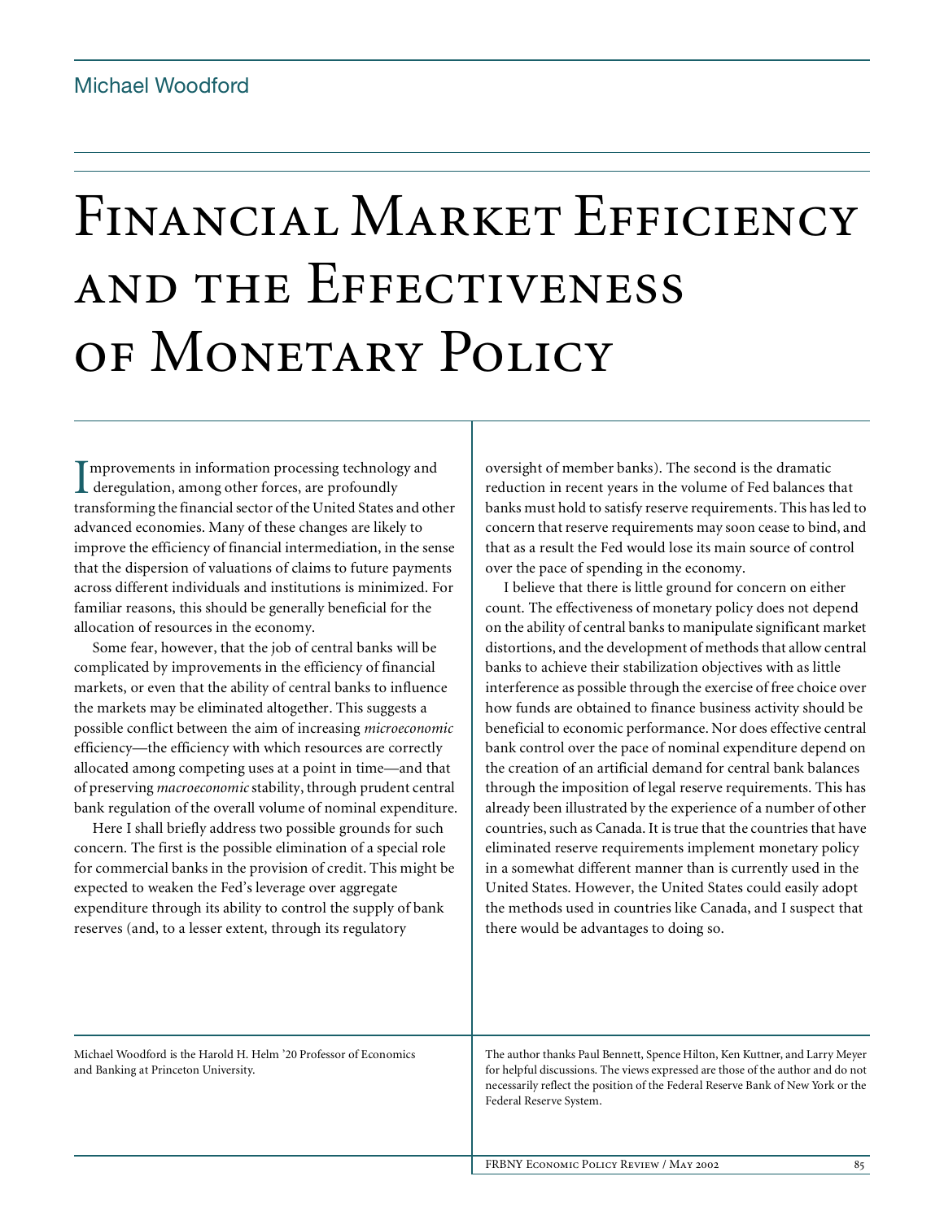Michael Woodford

# Financial Market Efficiency and the Effectiveness of Monetary Policy

Improvements in information processing technology and deregulation, among other forces, are profoundly transforming the financial sector of the United States and other advanced economies. Many of these changes are likely to improve the efficiency of financial intermediation, in the sense that the dispersion of valuations of claims to future payments across different individuals and institutions is minimized. For familiar reasons, this should be generally beneficial for the allocation of resources in the economy.

Some fear, however, that the job of central banks will be complicated by improvements in the efficiency of financial markets, or even that the ability of central banks to influence the markets may be eliminated altogether. This suggests a possible conflict between the aim of increasing *microeconomic* efficiency—the efficiency with which resources are correctly allocated among competing uses at a point in time—and that of preserving *macroeconomic* stability, through prudent central bank regulation of the overall volume of nominal expenditure.

Here I shall briefly address two possible grounds for such concern. The first is the possible elimination of a special role for commercial banks in the provision of credit. This might be expected to weaken the Fed's leverage over aggregate expenditure through its ability to control the supply of bank reserves (and, to a lesser extent, through its regulatory oversight of member banks). The second is the dramatic reduction in recent years in the volume of Fed balances that banks must hold to satisfy reserve requirements. This has led to concern that reserve requirements may soon cease to bind, and that as a result the Fed would lose its main source of control over the pace of spending in the economy.

I believe that there is little ground for concern on either count. The effectiveness of monetary policy does not depend on the ability of central banks to manipulate significant market distortions, and the development of methods that allow central banks to achieve their stabilization objectives with as little interference as possible through the exercise of free choice over how funds are obtained to finance business activity should be beneficial to economic performance. Nor does effective central bank control over the pace of nominal expenditure depend on the creation of an artificial demand for central bank balances through the imposition of legal reserve requirements. This has already been illustrated by the experience of a number of other countries, such as Canada. It is true that the countries that have eliminated reserve requirements implement monetary policy in a somewhat different manner than is currently used in the United States. However, the United States could easily adopt the methods used in countries like Canada, and I suspect that there would be advantages to doing so.

Michael Woodford is the Harold H. Helm '20 Professor of Economics and Banking at Princeton University.

The author thanks Paul Bennett, Spence Hilton, Ken Kuttner, and Larry Meyer for helpful discussions. The views expressed are those of the author and do not necessarily reflect the position of the Federal Reserve Bank of New York or the Federal Reserve System.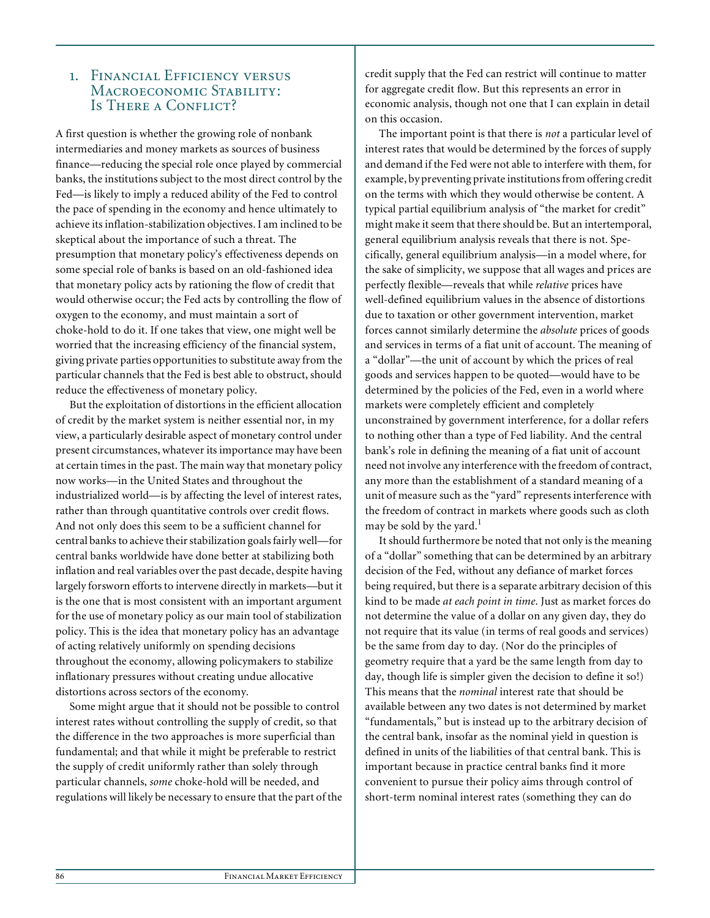## 1. Financial Efficiency versus Macroeconomic Stability: Is There a Conflict?

A first question is whether the growing role of nonbank intermediaries and money markets as sources of business finance—reducing the special role once played by commercial banks, the institutions subject to the most direct control by the Fed—is likely to imply a reduced ability of the Fed to control the pace of spending in the economy and hence ultimately to achieve its inflation-stabilization objectives. I am inclined to be skeptical about the importance of such a threat. The presumption that monetary policy's effectiveness depends on some special role of banks is based on an old-fashioned idea that monetary policy acts by rationing the flow of credit that would otherwise occur; the Fed acts by controlling the flow of oxygen to the economy, and must maintain a sort of choke-hold to do it. If one takes that view, one might well be worried that the increasing efficiency of the financial system, giving private parties opportunities to substitute away from the particular channels that the Fed is best able to obstruct, should reduce the effectiveness of monetary policy.

But the exploitation of distortions in the efficient allocation of credit by the market system is neither essential nor, in my view, a particularly desirable aspect of monetary control under present circumstances, whatever its importance may have been at certain times in the past. The main way that monetary policy now works—in the United States and throughout the industrialized world—is by affecting the level of interest rates, rather than through quantitative controls over credit flows. And not only does this seem to be a sufficient channel for central banks to achieve their stabilization goals fairly well—for central banks worldwide have done better at stabilizing both inflation and real variables over the past decade, despite having largely forsworn efforts to intervene directly in markets—but it is the one that is most consistent with an important argument for the use of monetary policy as our main tool of stabilization policy. This is the idea that monetary policy has an advantage of acting relatively uniformly on spending decisions throughout the economy, allowing policymakers to stabilize inflationary pressures without creating undue allocative distortions across sectors of the economy.

Some might argue that it should not be possible to control interest rates without controlling the supply of credit, so that the difference in the two approaches is more superficial than fundamental; and that while it might be preferable to restrict the supply of credit uniformly rather than solely through particular channels, *some* choke-hold will be needed, and regulations will likely be necessary to ensure that the part of the credit supply that the Fed can restrict will continue to matter for aggregate credit flow. But this represents an error in economic analysis, though not one that I can explain in detail on this occasion.

The important point is that there is *not* a particular level of interest rates that would be determined by the forces of supply and demand if the Fed were not able to interfere with them, for example, by preventing private institutions from offering credit on the terms with which they would otherwise be content. A typical partial equilibrium analysis of "the market for credit" might make it seem that there should be. But an intertemporal, general equilibrium analysis reveals that there is not. Specifically, general equilibrium analysis—in a model where, for the sake of simplicity, we suppose that all wages and prices are perfectly flexible—reveals that while *relative* prices have well-defined equilibrium values in the absence of distortions due to taxation or other government intervention, market forces cannot similarly determine the *absolute* prices of goods and services in terms of a fiat unit of account. The meaning of a "dollar"—the unit of account by which the prices of real goods and services happen to be quoted—would have to be determined by the policies of the Fed, even in a world where markets were completely efficient and completely unconstrained by government interference, for a dollar refers to nothing other than a type of Fed liability. And the central bank's role in defining the meaning of a fiat unit of account need not involve any interference with the freedom of contract, any more than the establishment of a standard meaning of a unit of measure such as the "yard" represents interference with the freedom of contract in markets where goods such as cloth may be sold by the yard.[1]

It should furthermore be noted that not only is the meaning of a "dollar" something that can be determined by an arbitrary decision of the Fed, without any defiance of market forces being required, but there is a separate arbitrary decision of this kind to be made *at each point in time*. Just as market forces do not determine the value of a dollar on any given day, they do not require that its value (in terms of real goods and services) be the same from day to day. (Nor do the principles of geometry require that a yard be the same length from day to day, though life is simpler given the decision to define it so!) This means that the *nominal* interest rate that should be available between any two dates is not determined by market "fundamentals," but is instead up to the arbitrary decision of the central bank, insofar as the nominal yield in question is defined in units of the liabilities of that central bank. This is important because in practice central banks find it more convenient to pursue their policy aims through control of short-term nominal interest rates (something they can do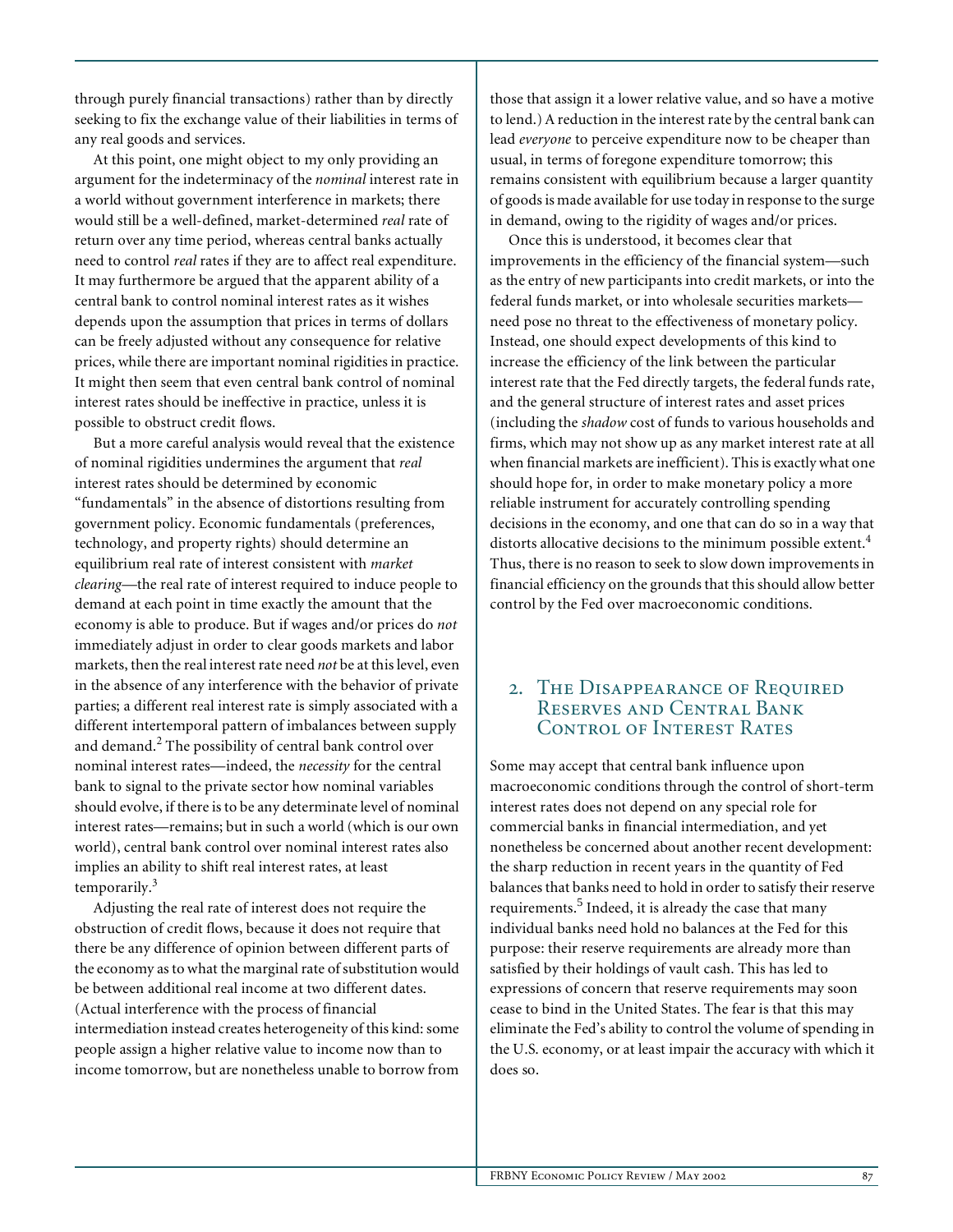through purely financial transactions) rather than by directly seeking to fix the exchange value of their liabilities in terms of any real goods and services.

At this point, one might object to my only providing an argument for the indeterminacy of the *nominal* interest rate in a world without government interference in markets; there would still be a well-defined, market-determined *real* rate of return over any time period, whereas central banks actually need to control *real* rates if they are to affect real expenditure. It may furthermore be argued that the apparent ability of a central bank to control nominal interest rates as it wishes depends upon the assumption that prices in terms of dollars can be freely adjusted without any consequence for relative prices, while there are important nominal rigidities in practice. It might then seem that even central bank control of nominal interest rates should be ineffective in practice, unless it is possible to obstruct credit flows.

But a more careful analysis would reveal that the existence of nominal rigidities undermines the argument that *real* interest rates should be determined by economic "fundamentals" in the absence of distortions resulting from government policy. Economic fundamentals (preferences, technology, and property rights) should determine an equilibrium real rate of interest consistent with *market clearing*—the real rate of interest required to induce people to demand at each point in time exactly the amount that the economy is able to produce. But if wages and/or prices do *not* immediately adjust in order to clear goods markets and labor markets, then the real interest rate need *not* be at this level, even in the absence of any interference with the behavior of private parties; a different real interest rate is simply associated with a different intertemporal pattern of imbalances between supply and demand.[2] The possibility of central bank control over nominal interest rates—indeed, the *necessity* for the central bank to signal to the private sector how nominal variables should evolve, if there is to be any determinate level of nominal interest rates—remains; but in such a world (which is our own world), central bank control over nominal interest rates also implies an ability to shift real interest rates, at least temporarily.[3]

Adjusting the real rate of interest does not require the obstruction of credit flows, because it does not require that there be any difference of opinion between different parts of the economy as to what the marginal rate of substitution would be between additional real income at two different dates. (Actual interference with the process of financial intermediation instead creates heterogeneity of this kind: some people assign a higher relative value to income now than to income tomorrow, but are nonetheless unable to borrow from those that assign it a lower relative value, and so have a motive to lend.) A reduction in the interest rate by the central bank can lead *everyone* to perceive expenditure now to be cheaper than usual, in terms of foregone expenditure tomorrow; this remains consistent with equilibrium because a larger quantity of goods is made available for use today in response to the surge in demand, owing to the rigidity of wages and/or prices.

Once this is understood, it becomes clear that improvements in the efficiency of the financial system—such as the entry of new participants into credit markets, or into the federal funds market, or into wholesale securities markets—need pose no threat to the effectiveness of monetary policy. Instead, one should expect developments of this kind to increase the efficiency of the link between the particular interest rate that the Fed directly targets, the federal funds rate, and the general structure of interest rates and asset prices (including the *shadow* cost of funds to various households and firms, which may not show up as any market interest rate at all when financial markets are inefficient). This is exactly what one should hope for, in order to make monetary policy a more reliable instrument for accurately controlling spending decisions in the economy, and one that can do so in a way that distorts allocative decisions to the minimum possible extent.[4] Thus, there is no reason to seek to slow down improvements in financial efficiency on the grounds that this should allow better control by the Fed over macroeconomic conditions.

## 2. The Disappearance of Required Reserves and Central Bank Control of Interest Rates

Some may accept that central bank influence upon macroeconomic conditions through the control of short-term interest rates does not depend on any special role for commercial banks in financial intermediation, and yet nonetheless be concerned about another recent development: the sharp reduction in recent years in the quantity of Fed balances that banks need to hold in order to satisfy their reserve requirements.[5] Indeed, it is already the case that many individual banks need hold no balances at the Fed for this purpose: their reserve requirements are already more than satisfied by their holdings of vault cash. This has led to expressions of concern that reserve requirements may soon cease to bind in the United States. The fear is that this may eliminate the Fed's ability to control the volume of spending in the U.S. economy, or at least impair the accuracy with which it does so.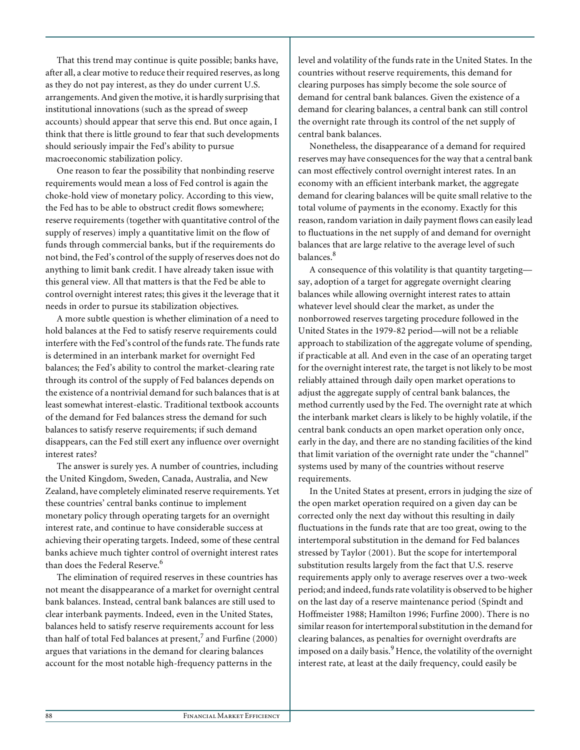That this trend may continue is quite possible; banks have, after all, a clear motive to reduce their required reserves, as long as they do not pay interest, as they do under current U.S. arrangements. And given the motive, it is hardly surprising that institutional innovations (such as the spread of sweep accounts) should appear that serve this end. But once again, I think that there is little ground to fear that such developments should seriously impair the Fed's ability to pursue macroeconomic stabilization policy.

One reason to fear the possibility that nonbinding reserve requirements would mean a loss of Fed control is again the choke-hold view of monetary policy. According to this view, the Fed has to be able to obstruct credit flows somewhere; reserve requirements (together with quantitative control of the supply of reserves) imply a quantitative limit on the flow of funds through commercial banks, but if the requirements do not bind, the Fed's control of the supply of reserves does not do anything to limit bank credit. I have already taken issue with this general view. All that matters is that the Fed be able to control overnight interest rates; this gives it the leverage that it needs in order to pursue its stabilization objectives.

A more subtle question is whether elimination of a need to hold balances at the Fed to satisfy reserve requirements could interfere with the Fed's control of the funds rate. The funds rate is determined in an interbank market for overnight Fed balances; the Fed's ability to control the market-clearing rate through its control of the supply of Fed balances depends on the existence of a nontrivial demand for such balances that is at least somewhat interest-elastic. Traditional textbook accounts of the demand for Fed balances stress the demand for such balances to satisfy reserve requirements; if such demand disappears, can the Fed still exert any influence over overnight interest rates?

The answer is surely yes. A number of countries, including the United Kingdom, Sweden, Canada, Australia, and New Zealand, have completely eliminated reserve requirements. Yet these countries' central banks continue to implement monetary policy through operating targets for an overnight interest rate, and continue to have considerable success at achieving their operating targets. Indeed, some of these central banks achieve much tighter control of overnight interest rates than does the Federal Reserve.[6]

The elimination of required reserves in these countries has not meant the disappearance of a market for overnight central bank balances. Instead, central bank balances are still used to clear interbank payments. Indeed, even in the United States, balances held to satisfy reserve requirements account for less than half of total Fed balances at present,[7] and Furfine (2000) argues that variations in the demand for clearing balances account for the most notable high-frequency patterns in the level and volatility of the funds rate in the United States. In the countries without reserve requirements, this demand for clearing purposes has simply become the sole source of demand for central bank balances. Given the existence of a demand for clearing balances, a central bank can still control the overnight rate through its control of the net supply of central bank balances.

Nonetheless, the disappearance of a demand for required reserves may have consequences for the way that a central bank can most effectively control overnight interest rates. In an economy with an efficient interbank market, the aggregate demand for clearing balances will be quite small relative to the total volume of payments in the economy. Exactly for this reason, random variation in daily payment flows can easily lead to fluctuations in the net supply of and demand for overnight balances that are large relative to the average level of such balances.[8]

A consequence of this volatility is that quantity targeting—say, adoption of a target for aggregate overnight clearing balances while allowing overnight interest rates to attain whatever level should clear the market, as under the nonborrowed reserves targeting procedure followed in the United States in the 1979-82 period—will not be a reliable approach to stabilization of the aggregate volume of spending, if practicable at all. And even in the case of an operating target for the overnight interest rate, the target is not likely to be most reliably attained through daily open market operations to adjust the aggregate supply of central bank balances, the method currently used by the Fed. The overnight rate at which the interbank market clears is likely to be highly volatile, if the central bank conducts an open market operation only once, early in the day, and there are no standing facilities of the kind that limit variation of the overnight rate under the "channel" systems used by many of the countries without reserve requirements.

In the United States at present, errors in judging the size of the open market operation required on a given day can be corrected only the next day without this resulting in daily fluctuations in the funds rate that are too great, owing to the intertemporal substitution in the demand for Fed balances stressed by Taylor (2001). But the scope for intertemporal substitution results largely from the fact that U.S. reserve requirements apply only to average reserves over a two-week period; and indeed, funds rate volatility is observed to be higher on the last day of a reserve maintenance period (Spindt and Hoffmeister 1988; Hamilton 1996; Furfine 2000). There is no similar reason for intertemporal substitution in the demand for clearing balances, as penalties for overnight overdrafts are imposed on a daily basis.[9] Hence, the volatility of the overnight interest rate, at least at the daily frequency, could easily be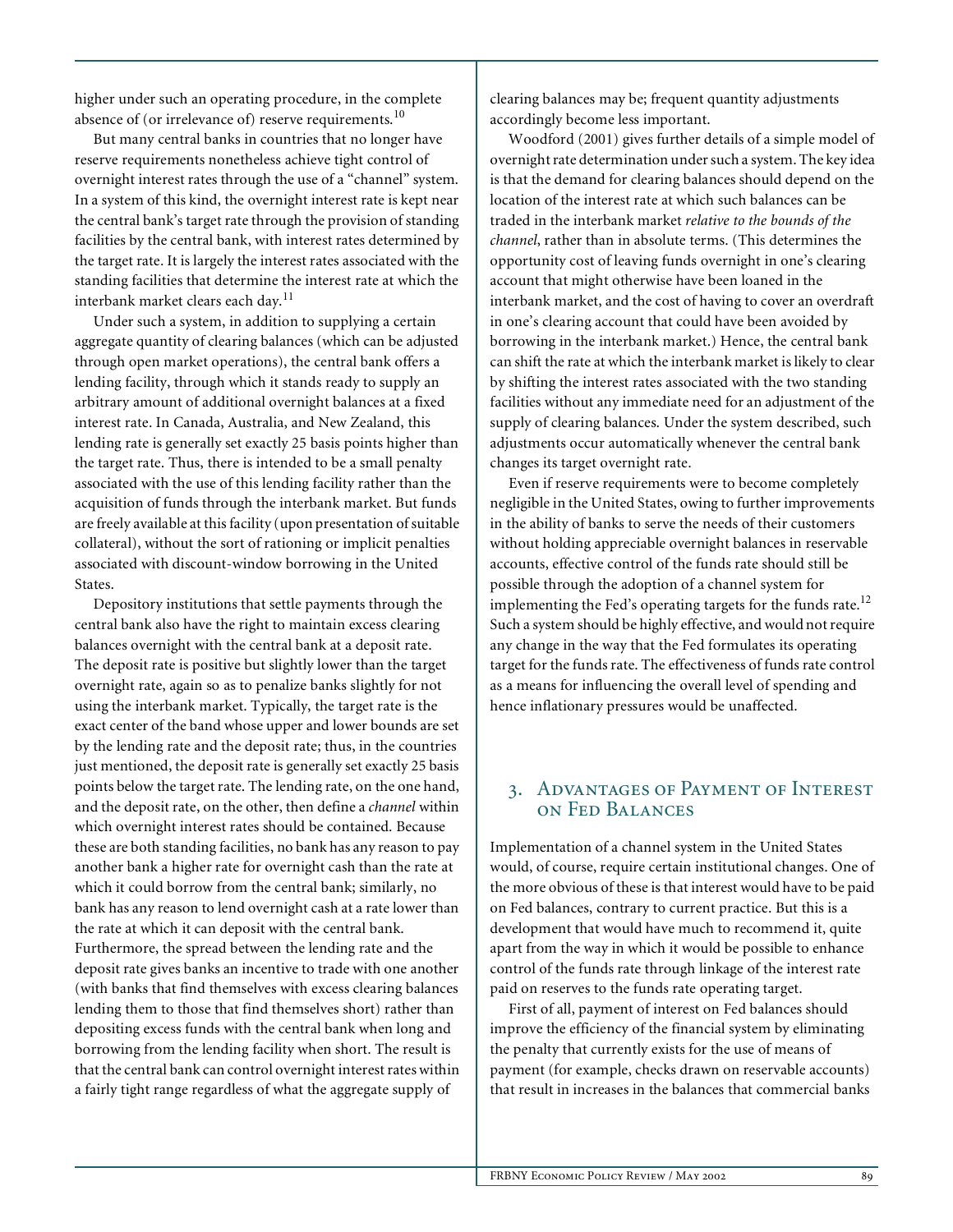higher under such an operating procedure, in the complete absence of (or irrelevance of) reserve requirements.[10]

But many central banks in countries that no longer have reserve requirements nonetheless achieve tight control of overnight interest rates through the use of a "channel" system. In a system of this kind, the overnight interest rate is kept near the central bank's target rate through the provision of standing facilities by the central bank, with interest rates determined by the target rate. It is largely the interest rates associated with the standing facilities that determine the interest rate at which the interbank market clears each day.[11]

Under such a system, in addition to supplying a certain aggregate quantity of clearing balances (which can be adjusted through open market operations), the central bank offers a lending facility, through which it stands ready to supply an arbitrary amount of additional overnight balances at a fixed interest rate. In Canada, Australia, and New Zealand, this lending rate is generally set exactly 25 basis points higher than the target rate. Thus, there is intended to be a small penalty associated with the use of this lending facility rather than the acquisition of funds through the interbank market. But funds are freely available at this facility (upon presentation of suitable collateral), without the sort of rationing or implicit penalties associated with discount-window borrowing in the United States.

Depository institutions that settle payments through the central bank also have the right to maintain excess clearing balances overnight with the central bank at a deposit rate. The deposit rate is positive but slightly lower than the target overnight rate, again so as to penalize banks slightly for not using the interbank market. Typically, the target rate is the exact center of the band whose upper and lower bounds are set by the lending rate and the deposit rate; thus, in the countries just mentioned, the deposit rate is generally set exactly 25 basis points below the target rate. The lending rate, on the one hand, and the deposit rate, on the other, then define a *channel* within which overnight interest rates should be contained. Because these are both standing facilities, no bank has any reason to pay another bank a higher rate for overnight cash than the rate at which it could borrow from the central bank; similarly, no bank has any reason to lend overnight cash at a rate lower than the rate at which it can deposit with the central bank. Furthermore, the spread between the lending rate and the deposit rate gives banks an incentive to trade with one another (with banks that find themselves with excess clearing balances lending them to those that find themselves short) rather than depositing excess funds with the central bank when long and borrowing from the lending facility when short. The result is that the central bank can control overnight interest rates within a fairly tight range regardless of what the aggregate supply of clearing balances may be; frequent quantity adjustments accordingly become less important.

Woodford (2001) gives further details of a simple model of overnight rate determination under such a system. The key idea is that the demand for clearing balances should depend on the location of the interest rate at which such balances can be traded in the interbank market *relative to the bounds of the channel*, rather than in absolute terms. (This determines the opportunity cost of leaving funds overnight in one's clearing account that might otherwise have been loaned in the interbank market, and the cost of having to cover an overdraft in one's clearing account that could have been avoided by borrowing in the interbank market.) Hence, the central bank can shift the rate at which the interbank market is likely to clear by shifting the interest rates associated with the two standing facilities without any immediate need for an adjustment of the supply of clearing balances. Under the system described, such adjustments occur automatically whenever the central bank changes its target overnight rate.

Even if reserve requirements were to become completely negligible in the United States, owing to further improvements in the ability of banks to serve the needs of their customers without holding appreciable overnight balances in reservable accounts, effective control of the funds rate should still be possible through the adoption of a channel system for implementing the Fed's operating targets for the funds rate.[12] Such a system should be highly effective, and would not require any change in the way that the Fed formulates its operating target for the funds rate. The effectiveness of funds rate control as a means for influencing the overall level of spending and hence inflationary pressures would be unaffected.

## 3. Advantages of Payment of Interest on Fed Balances

Implementation of a channel system in the United States would, of course, require certain institutional changes. One of the more obvious of these is that interest would have to be paid on Fed balances, contrary to current practice. But this is a development that would have much to recommend it, quite apart from the way in which it would be possible to enhance control of the funds rate through linkage of the interest rate paid on reserves to the funds rate operating target.

First of all, payment of interest on Fed balances should improve the efficiency of the financial system by eliminating the penalty that currently exists for the use of means of payment (for example, checks drawn on reservable accounts) that result in increases in the balances that commercial banks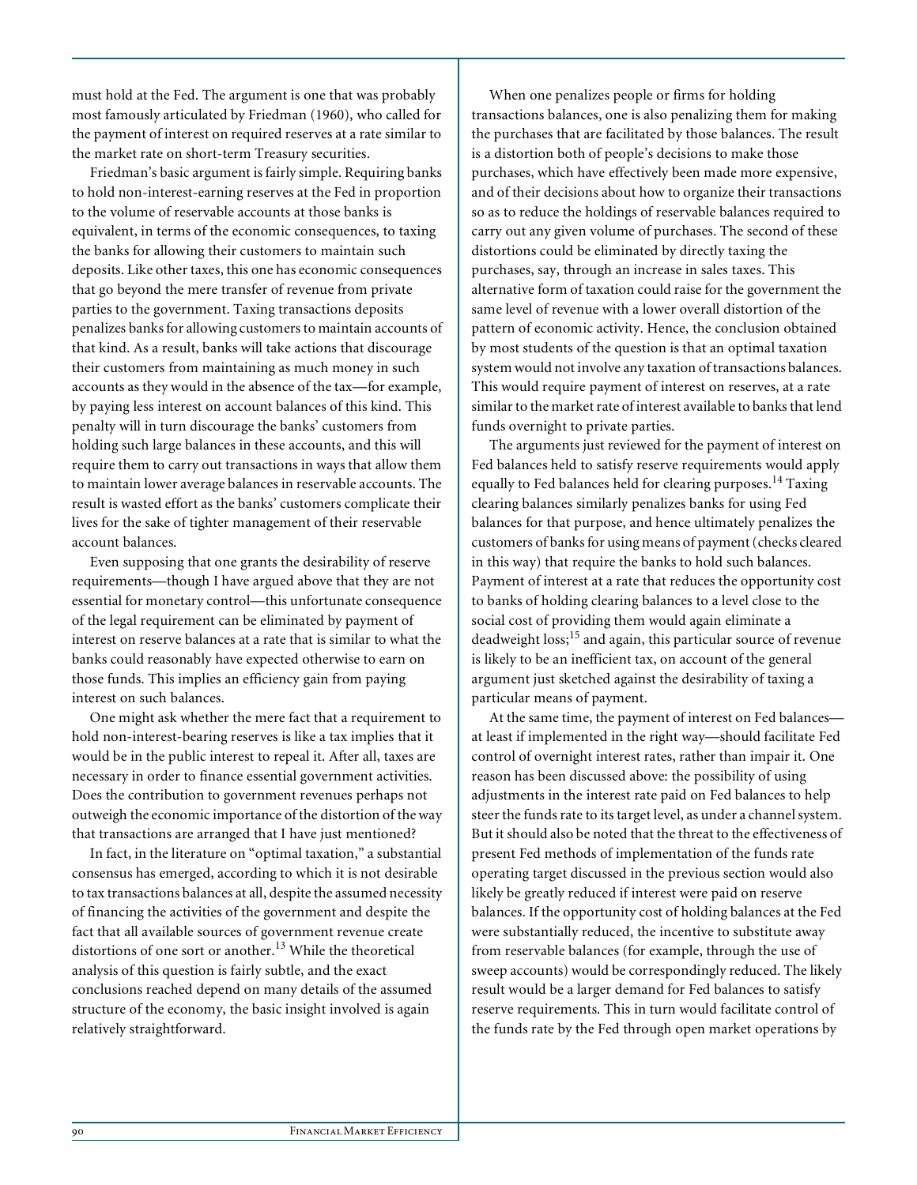must hold at the Fed. The argument is one that was probably most famously articulated by Friedman (1960), who called for the payment of interest on required reserves at a rate similar to the market rate on short-term Treasury securities.

Friedman's basic argument is fairly simple. Requiring banks to hold non-interest-earning reserves at the Fed in proportion to the volume of reservable accounts at those banks is equivalent, in terms of the economic consequences, to taxing the banks for allowing their customers to maintain such deposits. Like other taxes, this one has economic consequences that go beyond the mere transfer of revenue from private parties to the government. Taxing transactions deposits penalizes banks for allowing customers to maintain accounts of that kind. As a result, banks will take actions that discourage their customers from maintaining as much money in such accounts as they would in the absence of the tax—for example, by paying less interest on account balances of this kind. This penalty will in turn discourage the banks' customers from holding such large balances in these accounts, and this will require them to carry out transactions in ways that allow them to maintain lower average balances in reservable accounts. The result is wasted effort as the banks' customers complicate their lives for the sake of tighter management of their reservable account balances.

Even supposing that one grants the desirability of reserve requirements—though I have argued above that they are not essential for monetary control—this unfortunate consequence of the legal requirement can be eliminated by payment of interest on reserve balances at a rate that is similar to what the banks could reasonably have expected otherwise to earn on those funds. This implies an efficiency gain from paying interest on such balances.

One might ask whether the mere fact that a requirement to hold non-interest-bearing reserves is like a tax implies that it would be in the public interest to repeal it. After all, taxes are necessary in order to finance essential government activities. Does the contribution to government revenues perhaps not outweigh the economic importance of the distortion of the way that transactions are arranged that I have just mentioned?

In fact, in the literature on "optimal taxation," a substantial consensus has emerged, according to which it is not desirable to tax transactions balances at all, despite the assumed necessity of financing the activities of the government and despite the fact that all available sources of government revenue create distortions of one sort or another.[13] While the theoretical analysis of this question is fairly subtle, and the exact conclusions reached depend on many details of the assumed structure of the economy, the basic insight involved is again relatively straightforward.

When one penalizes people or firms for holding transactions balances, one is also penalizing them for making the purchases that are facilitated by those balances. The result is a distortion both of people's decisions to make those purchases, which have effectively been made more expensive, and of their decisions about how to organize their transactions so as to reduce the holdings of reservable balances required to carry out any given volume of purchases. The second of these distortions could be eliminated by directly taxing the purchases, say, through an increase in sales taxes. This alternative form of taxation could raise for the government the same level of revenue with a lower overall distortion of the pattern of economic activity. Hence, the conclusion obtained by most students of the question is that an optimal taxation system would not involve any taxation of transactions balances. This would require payment of interest on reserves, at a rate similar to the market rate of interest available to banks that lend funds overnight to private parties.

The arguments just reviewed for the payment of interest on Fed balances held to satisfy reserve requirements would apply equally to Fed balances held for clearing purposes.[14] Taxing clearing balances similarly penalizes banks for using Fed balances for that purpose, and hence ultimately penalizes the customers of banks for using means of payment (checks cleared in this way) that require the banks to hold such balances. Payment of interest at a rate that reduces the opportunity cost to banks of holding clearing balances to a level close to the social cost of providing them would again eliminate a deadweight loss;[15] and again, this particular source of revenue is likely to be an inefficient tax, on account of the general argument just sketched against the desirability of taxing a particular means of payment.

At the same time, the payment of interest on Fed balances—at least if implemented in the right way—should facilitate Fed control of overnight interest rates, rather than impair it. One reason has been discussed above: the possibility of using adjustments in the interest rate paid on Fed balances to help steer the funds rate to its target level, as under a channel system. But it should also be noted that the threat to the effectiveness of present Fed methods of implementation of the funds rate operating target discussed in the previous section would also likely be greatly reduced if interest were paid on reserve balances. If the opportunity cost of holding balances at the Fed were substantially reduced, the incentive to substitute away from reservable balances (for example, through the use of sweep accounts) would be correspondingly reduced. The likely result would be a larger demand for Fed balances to satisfy reserve requirements. This in turn would facilitate control of the funds rate by the Fed through open market operations by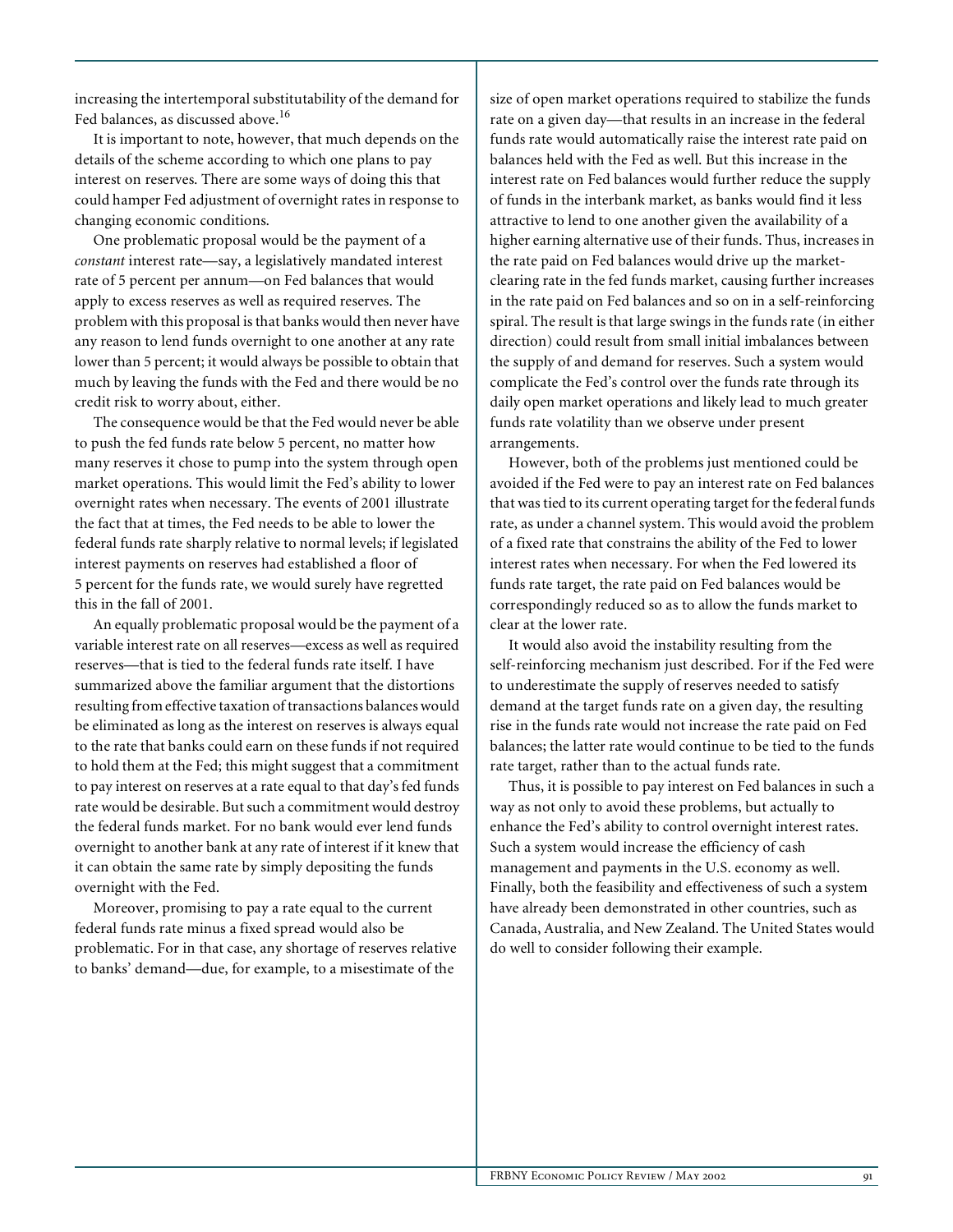increasing the intertemporal substitutability of the demand for Fed balances, as discussed above.[16]

It is important to note, however, that much depends on the details of the scheme according to which one plans to pay interest on reserves. There are some ways of doing this that could hamper Fed adjustment of overnight rates in response to changing economic conditions.

One problematic proposal would be the payment of a *constant* interest rate—say, a legislatively mandated interest rate of 5 percent per annum—on Fed balances that would apply to excess reserves as well as required reserves. The problem with this proposal is that banks would then never have any reason to lend funds overnight to one another at any rate lower than 5 percent; it would always be possible to obtain that much by leaving the funds with the Fed and there would be no credit risk to worry about, either.

The consequence would be that the Fed would never be able to push the fed funds rate below 5 percent, no matter how many reserves it chose to pump into the system through open market operations. This would limit the Fed's ability to lower overnight rates when necessary. The events of 2001 illustrate the fact that at times, the Fed needs to be able to lower the federal funds rate sharply relative to normal levels; if legislated interest payments on reserves had established a floor of 5 percent for the funds rate, we would surely have regretted this in the fall of 2001.

An equally problematic proposal would be the payment of a variable interest rate on all reserves—excess as well as required reserves—that is tied to the federal funds rate itself. I have summarized above the familiar argument that the distortions resulting from effective taxation of transactions balances would be eliminated as long as the interest on reserves is always equal to the rate that banks could earn on these funds if not required to hold them at the Fed; this might suggest that a commitment to pay interest on reserves at a rate equal to that day's fed funds rate would be desirable. But such a commitment would destroy the federal funds market. For no bank would ever lend funds overnight to another bank at any rate of interest if it knew that it can obtain the same rate by simply depositing the funds overnight with the Fed.

Moreover, promising to pay a rate equal to the current federal funds rate minus a fixed spread would also be problematic. For in that case, any shortage of reserves relative to banks' demand—due, for example, to a misestimate of the size of open market operations required to stabilize the funds rate on a given day—that results in an increase in the federal funds rate would automatically raise the interest rate paid on balances held with the Fed as well. But this increase in the interest rate on Fed balances would further reduce the supply of funds in the interbank market, as banks would find it less attractive to lend to one another given the availability of a higher earning alternative use of their funds. Thus, increases in the rate paid on Fed balances would drive up the market-clearing rate in the fed funds market, causing further increases in the rate paid on Fed balances and so on in a self-reinforcing spiral. The result is that large swings in the funds rate (in either direction) could result from small initial imbalances between the supply of and demand for reserves. Such a system would complicate the Fed's control over the funds rate through its daily open market operations and likely lead to much greater funds rate volatility than we observe under present arrangements.

However, both of the problems just mentioned could be avoided if the Fed were to pay an interest rate on Fed balances that was tied to its current operating target for the federal funds rate, as under a channel system. This would avoid the problem of a fixed rate that constrains the ability of the Fed to lower interest rates when necessary. For when the Fed lowered its funds rate target, the rate paid on Fed balances would be correspondingly reduced so as to allow the funds market to clear at the lower rate.

It would also avoid the instability resulting from the self-reinforcing mechanism just described. For if the Fed were to underestimate the supply of reserves needed to satisfy demand at the target funds rate on a given day, the resulting rise in the funds rate would not increase the rate paid on Fed balances; the latter rate would continue to be tied to the funds rate target, rather than to the actual funds rate.

Thus, it is possible to pay interest on Fed balances in such a way as not only to avoid these problems, but actually to enhance the Fed's ability to control overnight interest rates. Such a system would increase the efficiency of cash management and payments in the U.S. economy as well. Finally, both the feasibility and effectiveness of such a system have already been demonstrated in other countries, such as Canada, Australia, and New Zealand. The United States would do well to consider following their example.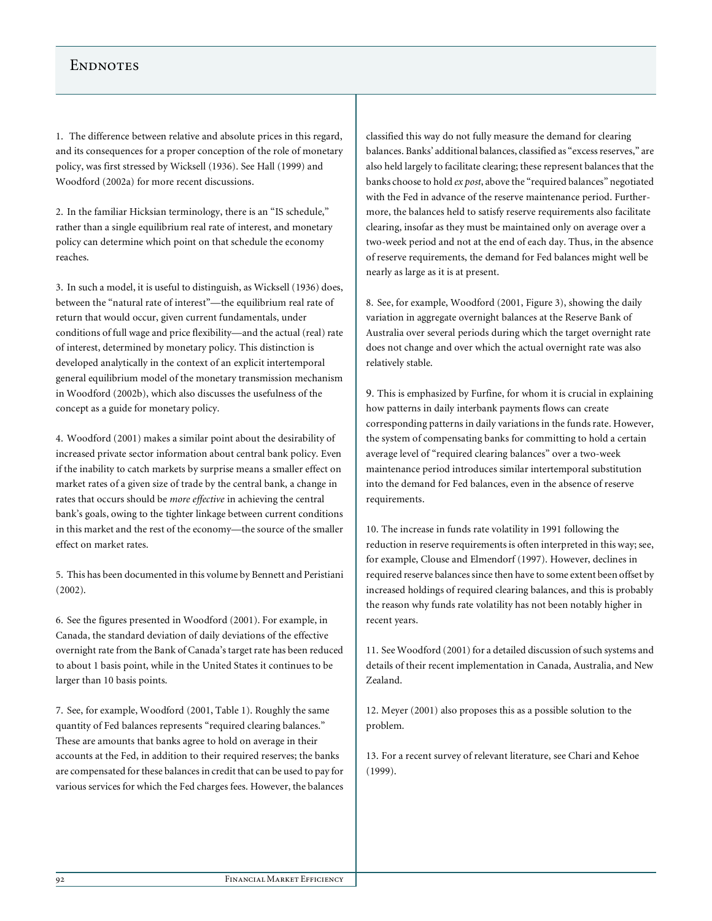# Endnotes

1. The difference between relative and absolute prices in this regard, and its consequences for a proper conception of the role of monetary policy, was first stressed by Wicksell (1936). See Hall (1999) and Woodford (2002a) for more recent discussions.

2. In the familiar Hicksian terminology, there is an "IS schedule," rather than a single equilibrium real rate of interest, and monetary policy can determine which point on that schedule the economy reaches.

3. In such a model, it is useful to distinguish, as Wicksell (1936) does, between the "natural rate of interest"—the equilibrium real rate of return that would occur, given current fundamentals, under conditions of full wage and price flexibility—and the actual (real) rate of interest, determined by monetary policy. This distinction is developed analytically in the context of an explicit intertemporal general equilibrium model of the monetary transmission mechanism in Woodford (2002b), which also discusses the usefulness of the concept as a guide for monetary policy.

4. Woodford (2001) makes a similar point about the desirability of increased private sector information about central bank policy. Even if the inability to catch markets by surprise means a smaller effect on market rates of a given size of trade by the central bank, a change in rates that occurs should be *more effective* in achieving the central bank's goals, owing to the tighter linkage between current conditions in this market and the rest of the economy—the source of the smaller effect on market rates.

5. This has been documented in this volume by Bennett and Peristiani (2002).

6. See the figures presented in Woodford (2001). For example, in Canada, the standard deviation of daily deviations of the effective overnight rate from the Bank of Canada's target rate has been reduced to about 1 basis point, while in the United States it continues to be larger than 10 basis points.

7. See, for example, Woodford (2001, Table 1). Roughly the same quantity of Fed balances represents "required clearing balances." These are amounts that banks agree to hold on average in their accounts at the Fed, in addition to their required reserves; the banks are compensated for these balances in credit that can be used to pay for various services for which the Fed charges fees. However, the balances classified this way do not fully measure the demand for clearing balances. Banks' additional balances, classified as "excess reserves," are also held largely to facilitate clearing; these represent balances that the banks choose to hold *ex post*, above the "required balances" negotiated with the Fed in advance of the reserve maintenance period. Furthermore, the balances held to satisfy reserve requirements also facilitate clearing, insofar as they must be maintained only on average over a two-week period and not at the end of each day. Thus, in the absence of reserve requirements, the demand for Fed balances might well be nearly as large as it is at present.

8. See, for example, Woodford (2001, Figure 3), showing the daily variation in aggregate overnight balances at the Reserve Bank of Australia over several periods during which the target overnight rate does not change and over which the actual overnight rate was also relatively stable.

9. This is emphasized by Furfine, for whom it is crucial in explaining how patterns in daily interbank payments flows can create corresponding patterns in daily variations in the funds rate. However, the system of compensating banks for committing to hold a certain average level of "required clearing balances" over a two-week maintenance period introduces similar intertemporal substitution into the demand for Fed balances, even in the absence of reserve requirements.

10. The increase in funds rate volatility in 1991 following the reduction in reserve requirements is often interpreted in this way; see, for example, Clouse and Elmendorf (1997). However, declines in required reserve balances since then have to some extent been offset by increased holdings of required clearing balances, and this is probably the reason why funds rate volatility has not been notably higher in recent years.

11. See Woodford (2001) for a detailed discussion of such systems and details of their recent implementation in Canada, Australia, and New Zealand.

12. Meyer (2001) also proposes this as a possible solution to the problem.

13. For a recent survey of relevant literature, see Chari and Kehoe (1999).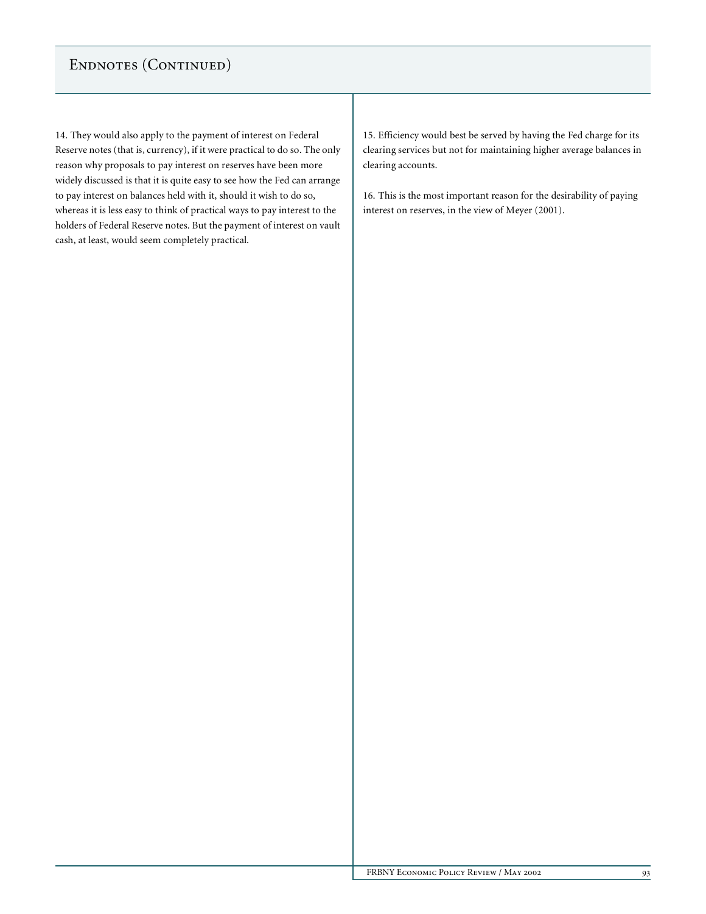## Endnotes (Continued)

14. They would also apply to the payment of interest on Federal Reserve notes (that is, currency), if it were practical to do so. The only reason why proposals to pay interest on reserves have been more widely discussed is that it is quite easy to see how the Fed can arrange to pay interest on balances held with it, should it wish to do so, whereas it is less easy to think of practical ways to pay interest to the holders of Federal Reserve notes. But the payment of interest on vault cash, at least, would seem completely practical.

15. Efficiency would best be served by having the Fed charge for its clearing services but not for maintaining higher average balances in clearing accounts.

16. This is the most important reason for the desirability of paying interest on reserves, in the view of Meyer (2001).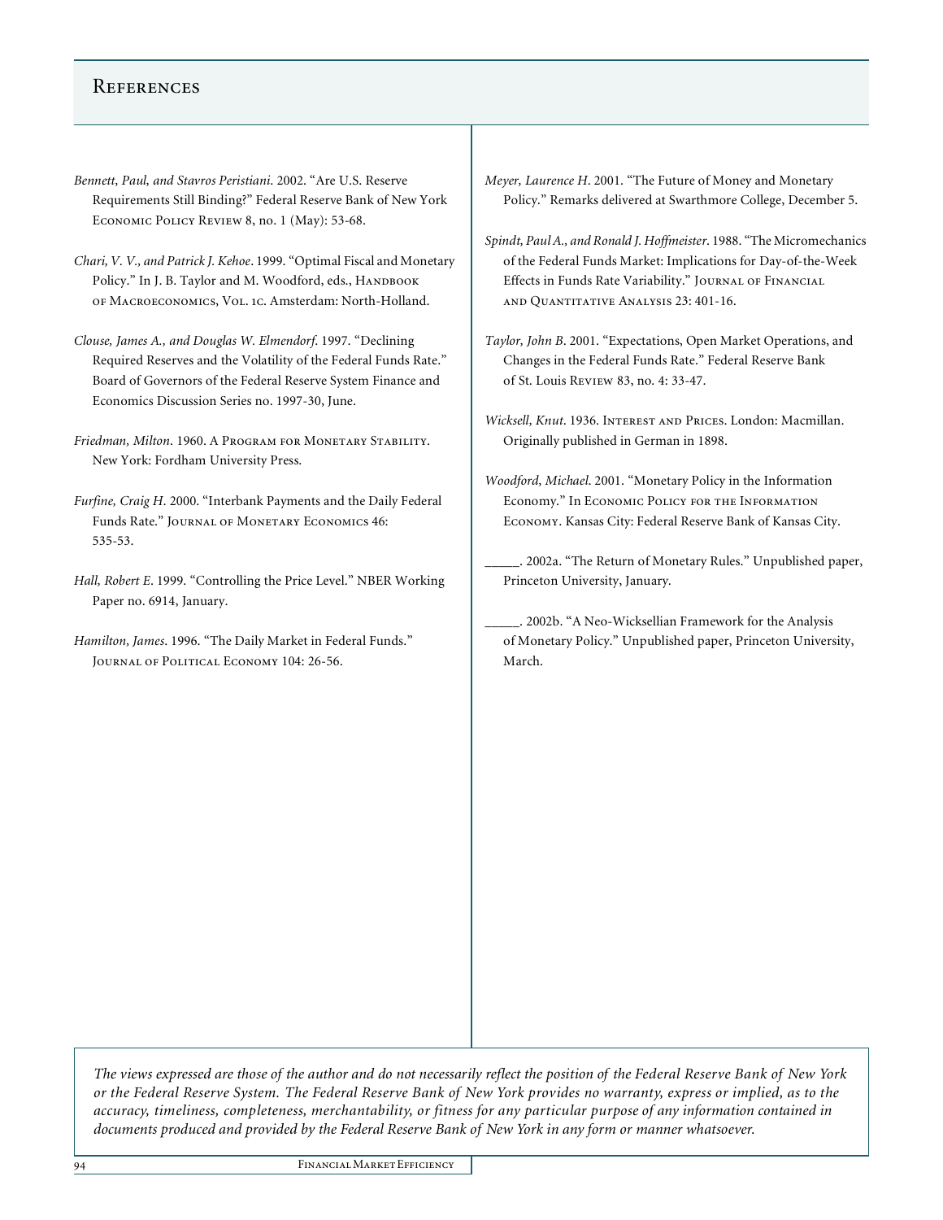## References

*Bennett, Paul, and Stavros Peristiani*. 2002. "Are U.S. Reserve Requirements Still Binding?" Federal Reserve Bank of New York Economic Policy Review 8, no. 1 (May): 53-68.

*Chari, V. V., and Patrick J. Kehoe*. 1999. "Optimal Fiscal and Monetary Policy." In J. B. Taylor and M. Woodford, eds., Handbook of Macroeconomics, Vol. 1c. Amsterdam: North-Holland.

*Clouse, James A., and Douglas W. Elmendorf*. 1997. "Declining Required Reserves and the Volatility of the Federal Funds Rate." Board of Governors of the Federal Reserve System Finance and Economics Discussion Series no. 1997-30, June.

*Friedman, Milton*. 1960. A Program for Monetary Stability. New York: Fordham University Press.

*Furfine, Craig H*. 2000. "Interbank Payments and the Daily Federal Funds Rate." Journal of Monetary Economics 46: 535-53.

*Hall, Robert E*. 1999. "Controlling the Price Level." NBER Working Paper no. 6914, January.

*Hamilton, James*. 1996. "The Daily Market in Federal Funds." Journal of Political Economy 104: 26-56.

*Meyer, Laurence H*. 2001. "The Future of Money and Monetary Policy." Remarks delivered at Swarthmore College, December 5.

*Spindt, Paul A., and Ronald J. Hoffmeister*. 1988. "The Micromechanics of the Federal Funds Market: Implications for Day-of-the-Week Effects in Funds Rate Variability." Journal of Financial and Quantitative Analysis 23: 401-16.

*Taylor, John B*. 2001. "Expectations, Open Market Operations, and Changes in the Federal Funds Rate." Federal Reserve Bank of St. Louis Review 83, no. 4: 33-47.

*Wicksell, Knut*. 1936. Interest and Prices. London: Macmillan. Originally published in German in 1898.

*Woodford, Michael*. 2001. "Monetary Policy in the Information Economy." In Economic Policy for the Information Economy. Kansas City: Federal Reserve Bank of Kansas City.

_____. 2002a. "The Return of Monetary Rules." Unpublished paper, Princeton University, January.

_____. 2002b. "A Neo-Wicksellian Framework for the Analysis of Monetary Policy." Unpublished paper, Princeton University, March.

*The views expressed are those of the author and do not necessarily reflect the position of the Federal Reserve Bank of New York or the Federal Reserve System. The Federal Reserve Bank of New York provides no warranty, express or implied, as to the accuracy, timeliness, completeness, merchantability, or fitness for any particular purpose of any information contained in documents produced and provided by the Federal Reserve Bank of New York in any form or manner whatsoever.*